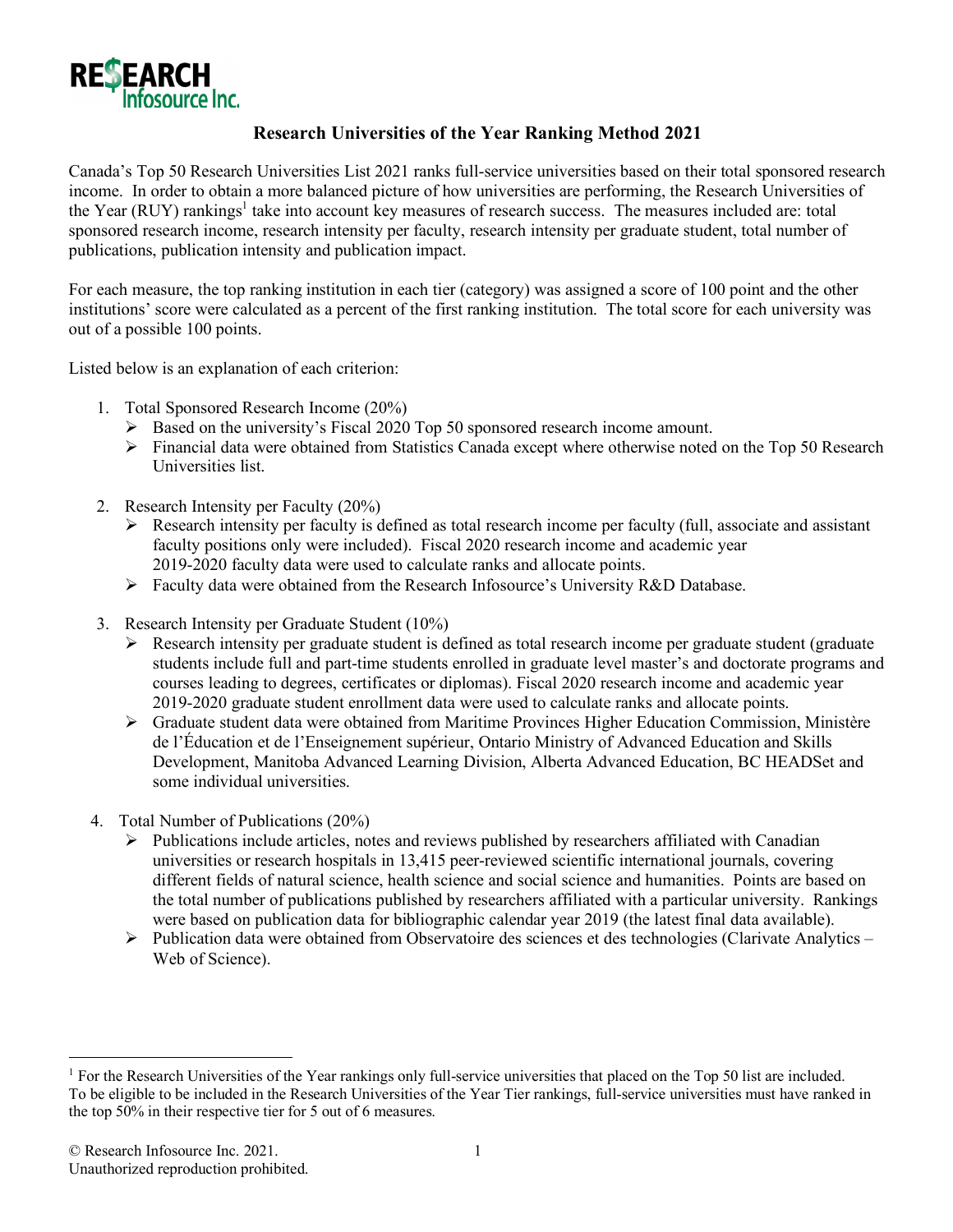RESEARCH Infosource Inc.

# Research Universities of the Year Ranking Method 2021

Canada's Top 50 Research Universities List 2021 ranks full-service universities based on their total sponsored research income. In order to obtain a more balanced picture of how universities are performing, the Research Universities of the Year (RUY) rankings[1] take into account key measures of research success. The measures included are: total sponsored research income, research intensity per faculty, research intensity per graduate student, total number of publications, publication intensity and publication impact.

For each measure, the top ranking institution in each tier (category) was assigned a score of 100 point and the other institutions' score were calculated as a percent of the first ranking institution. The total score for each university was out of a possible 100 points.

Listed below is an explanation of each criterion:

1. Total Sponsored Research Income (20%)
   - Based on the university's Fiscal 2020 Top 50 sponsored research income amount.
   - Financial data were obtained from Statistics Canada except where otherwise noted on the Top 50 Research Universities list.

2. Research Intensity per Faculty (20%)
   - Research intensity per faculty is defined as total research income per faculty (full, associate and assistant faculty positions only were included). Fiscal 2020 research income and academic year 2019-2020 faculty data were used to calculate ranks and allocate points.
   - Faculty data were obtained from the Research Infosource's University R&D Database.

3. Research Intensity per Graduate Student (10%)
   - Research intensity per graduate student is defined as total research income per graduate student (graduate students include full and part-time students enrolled in graduate level master's and doctorate programs and courses leading to degrees, certificates or diplomas). Fiscal 2020 research income and academic year 2019-2020 graduate student enrollment data were used to calculate ranks and allocate points.
   - Graduate student data were obtained from Maritime Provinces Higher Education Commission, Ministère de l'Éducation et de l'Enseignement supérieur, Ontario Ministry of Advanced Education and Skills Development, Manitoba Advanced Learning Division, Alberta Advanced Education, BC HEADSet and some individual universities.

4. Total Number of Publications (20%)
   - Publications include articles, notes and reviews published by researchers affiliated with Canadian universities or research hospitals in 13,415 peer-reviewed scientific international journals, covering different fields of natural science, health science and social science and humanities. Points are based on the total number of publications published by researchers affiliated with a particular university. Rankings were based on publication data for bibliographic calendar year 2019 (the latest final data available).
   - Publication data were obtained from Observatoire des sciences et des technologies (Clarivate Analytics – Web of Science).

---

[1] For the Research Universities of the Year rankings only full-service universities that placed on the Top 50 list are included. To be eligible to be included in the Research Universities of the Year Tier rankings, full-service universities must have ranked in the top 50% in their respective tier for 5 out of 6 measures.

© Research Infosource Inc. 2021.
Unauthorized reproduction prohibited.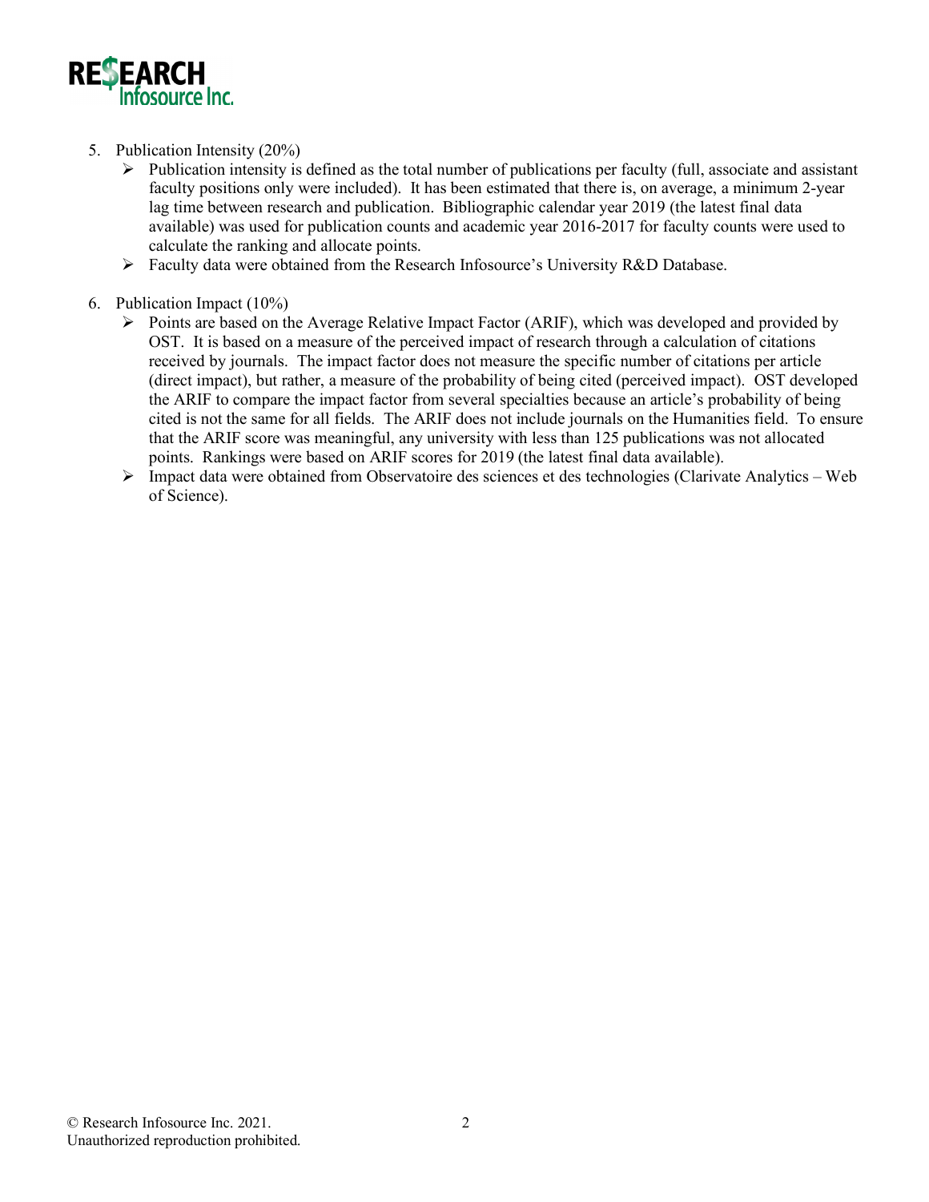5. Publication Intensity (20%)
   - Publication intensity is defined as the total number of publications per faculty (full, associate and assistant faculty positions only were included). It has been estimated that there is, on average, a minimum 2-year lag time between research and publication. Bibliographic calendar year 2019 (the latest final data available) was used for publication counts and academic year 2016-2017 for faculty counts were used to calculate the ranking and allocate points.
   - Faculty data were obtained from the Research Infosource's University R&D Database.

6. Publication Impact (10%)
   - Points are based on the Average Relative Impact Factor (ARIF), which was developed and provided by OST. It is based on a measure of the perceived impact of research through a calculation of citations received by journals. The impact factor does not measure the specific number of citations per article (direct impact), but rather, a measure of the probability of being cited (perceived impact). OST developed the ARIF to compare the impact factor from several specialties because an article's probability of being cited is not the same for all fields. The ARIF does not include journals on the Humanities field. To ensure that the ARIF score was meaningful, any university with less than 125 publications was not allocated points. Rankings were based on ARIF scores for 2019 (the latest final data available).
   - Impact data were obtained from Observatoire des sciences et des technologies (Clarivate Analytics – Web of Science).